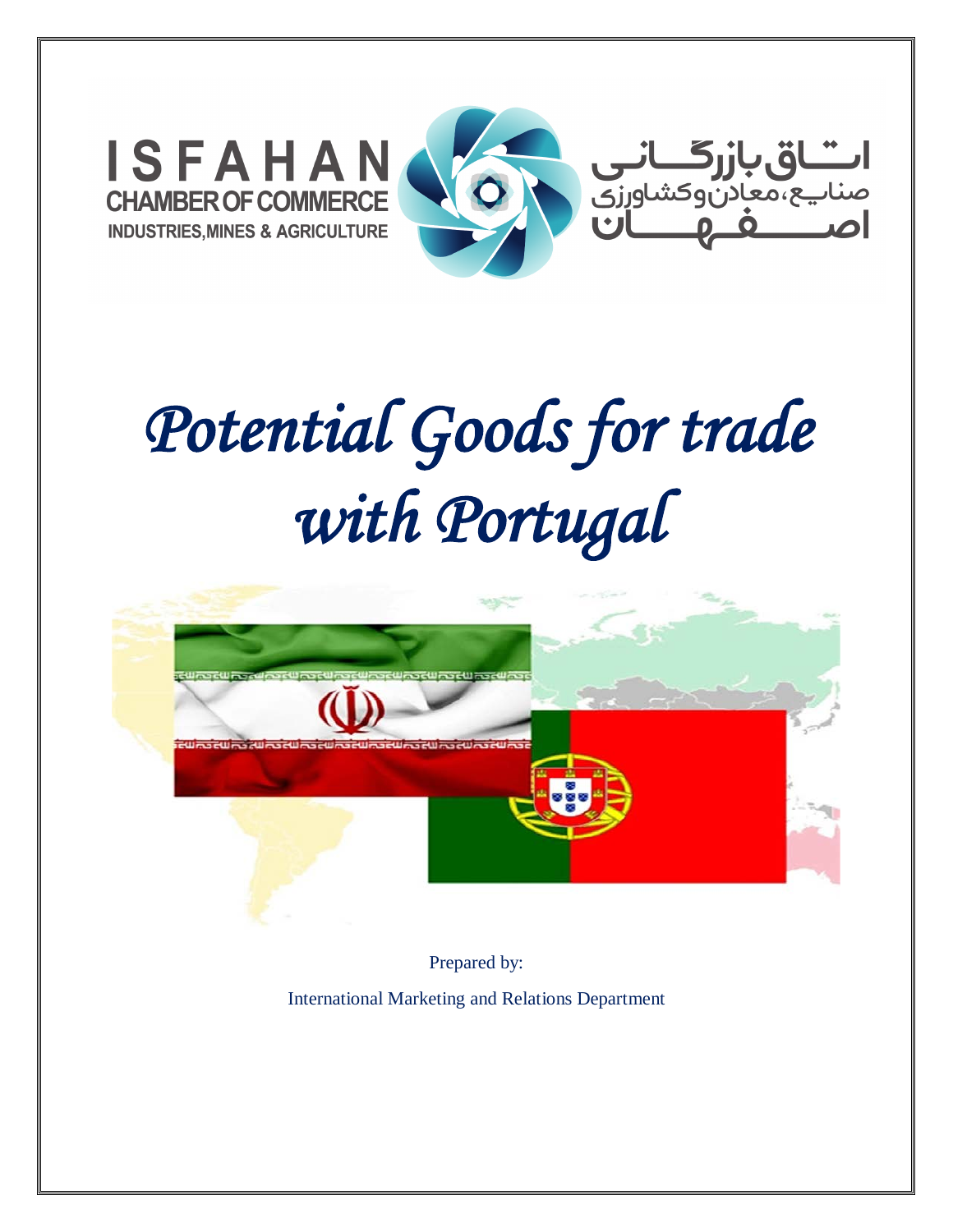ISFAHAN
CHAMBER OF COMMERCE
INDUSTRIES, MINES & AGRICULTURE

اتاق بازرگانی
صنایع، معادن و کشاورزی
اصفهان

# *Potential Goods for trade with Portugal*

Prepared by:

International Marketing and Relations Department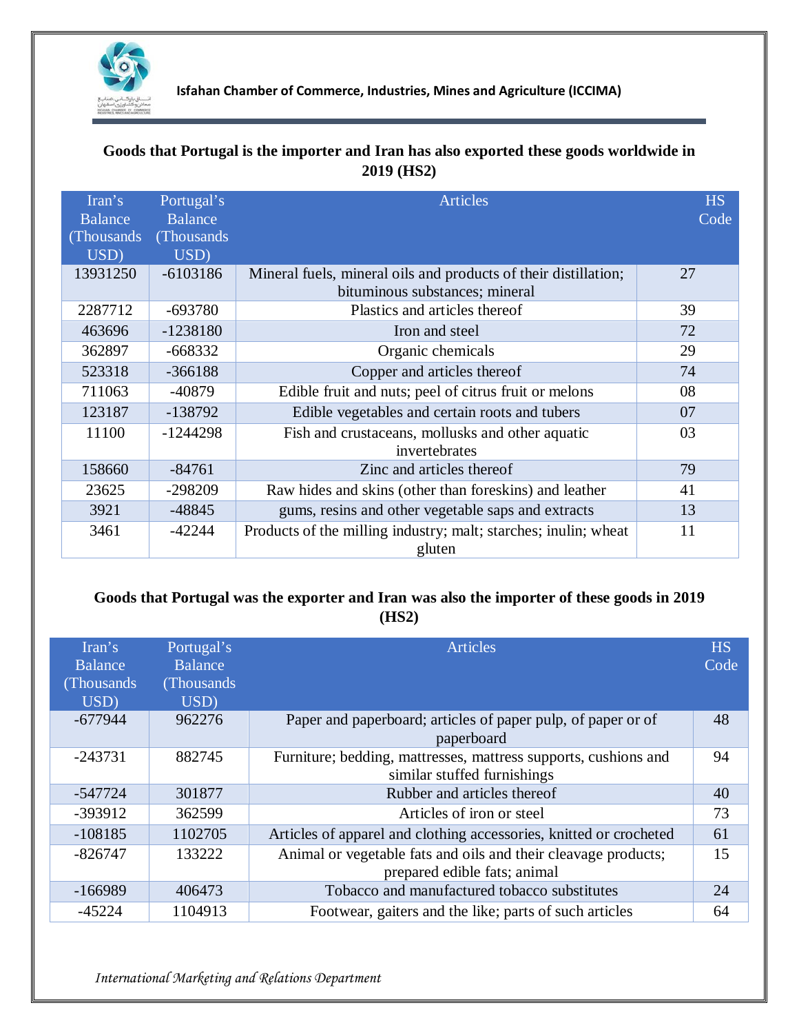### Goods that Portugal is the importer and Iran has also exported these goods worldwide in 2019 (HS2)

| Iran's Balance (Thousands USD) | Portugal's Balance (Thousands USD) | Articles | HS Code |
|---|---|---|---|
| 13931250 | -6103186 | Mineral fuels, mineral oils and products of their distillation; bituminous substances; mineral | 27 |
| 2287712 | -693780 | Plastics and articles thereof | 39 |
| 463696 | -1238180 | Iron and steel | 72 |
| 362897 | -668332 | Organic chemicals | 29 |
| 523318 | -366188 | Copper and articles thereof | 74 |
| 711063 | -40879 | Edible fruit and nuts; peel of citrus fruit or melons | 08 |
| 123187 | -138792 | Edible vegetables and certain roots and tubers | 07 |
| 11100 | -1244298 | Fish and crustaceans, mollusks and other aquatic invertebrates | 03 |
| 158660 | -84761 | Zinc and articles thereof | 79 |
| 23625 | -298209 | Raw hides and skins (other than foreskins) and leather | 41 |
| 3921 | -48845 | gums, resins and other vegetable saps and extracts | 13 |
| 3461 | -42244 | Products of the milling industry; malt; starches; inulin; wheat gluten | 11 |

### Goods that Portugal was the exporter and Iran was also the importer of these goods in 2019 (HS2)

| Iran's Balance (Thousands USD) | Portugal's Balance (Thousands USD) | Articles | HS Code |
|---|---|---|---|
| -677944 | 962276 | Paper and paperboard; articles of paper pulp, of paper or of paperboard | 48 |
| -243731 | 882745 | Furniture; bedding, mattresses, mattress supports, cushions and similar stuffed furnishings | 94 |
| -547724 | 301877 | Rubber and articles thereof | 40 |
| -393912 | 362599 | Articles of iron or steel | 73 |
| -108185 | 1102705 | Articles of apparel and clothing accessories, knitted or crocheted | 61 |
| -826747 | 133222 | Animal or vegetable fats and oils and their cleavage products; prepared edible fats; animal | 15 |
| -166989 | 406473 | Tobacco and manufactured tobacco substitutes | 24 |
| -45224 | 1104913 | Footwear, gaiters and the like; parts of such articles | 64 |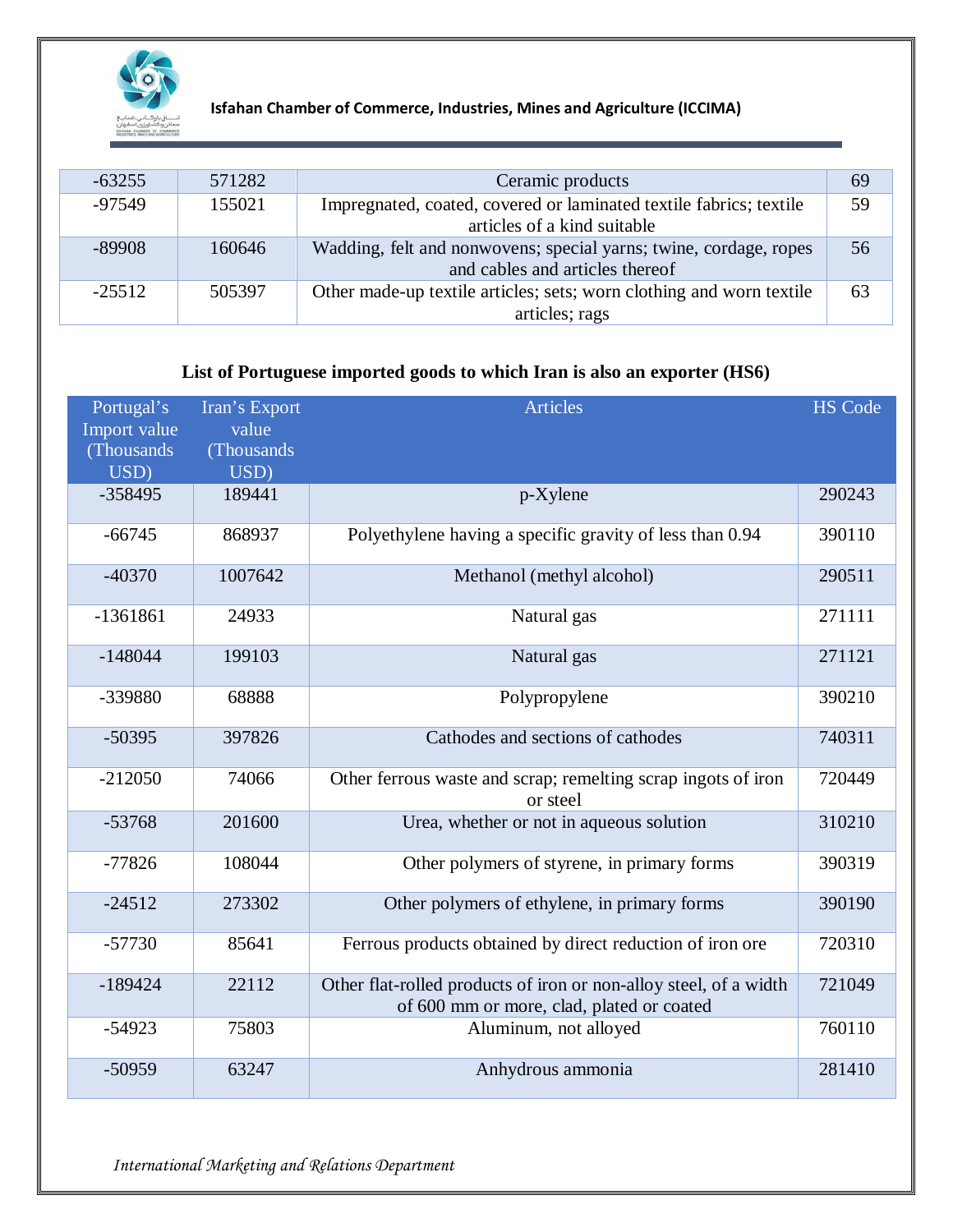| -63255 | 571282 | Ceramic products | 69 |
|---|---|---|---|
| -97549 | 155021 | Impregnated, coated, covered or laminated textile fabrics; textile articles of a kind suitable | 59 |
| -89908 | 160646 | Wadding, felt and nonwovens; special yarns; twine, cordage, ropes and cables and articles thereof | 56 |
| -25512 | 505397 | Other made-up textile articles; sets; worn clothing and worn textile articles; rags | 63 |

**List of Portuguese imported goods to which Iran is also an exporter (HS6)**

| Portugal's Import value (Thousands USD) | Iran's Export value (Thousands USD) | Articles | HS Code |
|---|---|---|---|
| -358495 | 189441 | p-Xylene | 290243 |
| -66745 | 868937 | Polyethylene having a specific gravity of less than 0.94 | 390110 |
| -40370 | 1007642 | Methanol (methyl alcohol) | 290511 |
| -1361861 | 24933 | Natural gas | 271111 |
| -148044 | 199103 | Natural gas | 271121 |
| -339880 | 68888 | Polypropylene | 390210 |
| -50395 | 397826 | Cathodes and sections of cathodes | 740311 |
| -212050 | 74066 | Other ferrous waste and scrap; remelting scrap ingots of iron or steel | 720449 |
| -53768 | 201600 | Urea, whether or not in aqueous solution | 310210 |
| -77826 | 108044 | Other polymers of styrene, in primary forms | 390319 |
| -24512 | 273302 | Other polymers of ethylene, in primary forms | 390190 |
| -57730 | 85641 | Ferrous products obtained by direct reduction of iron ore | 720310 |
| -189424 | 22112 | Other flat-rolled products of iron or non-alloy steel, of a width of 600 mm or more, clad, plated or coated | 721049 |
| -54923 | 75803 | Aluminum, not alloyed | 760110 |
| -50959 | 63247 | Anhydrous ammonia | 281410 |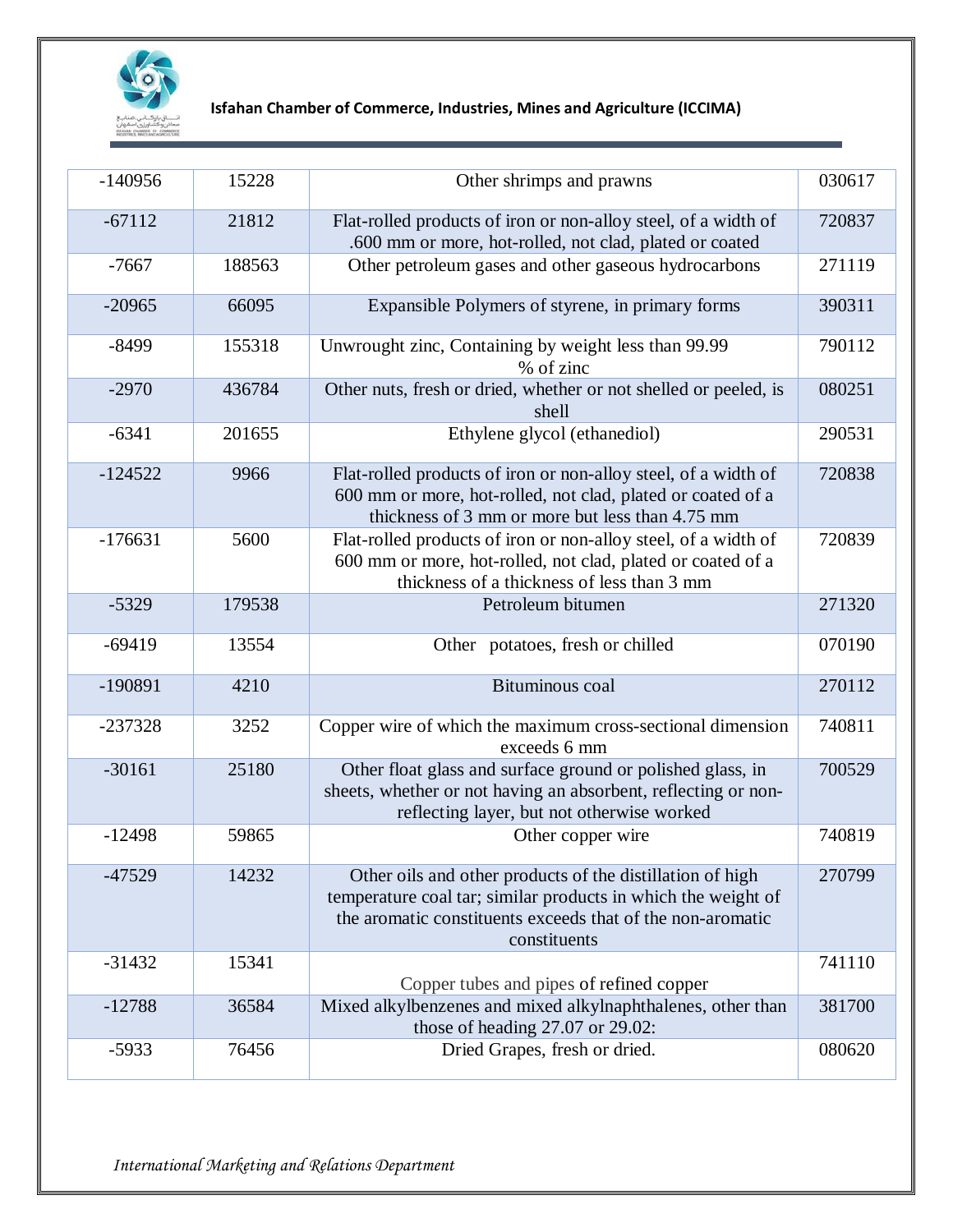| -140956 | 15228 | Other shrimps and prawns | 030617 |
|---|---|---|---|
| -67112 | 21812 | Flat-rolled products of iron or non-alloy steel, of a width of .600 mm or more, hot-rolled, not clad, plated or coated | 720837 |
| -7667 | 188563 | Other petroleum gases and other gaseous hydrocarbons | 271119 |
| -20965 | 66095 | Expansible Polymers of styrene, in primary forms | 390311 |
| -8499 | 155318 | Unwrought zinc, Containing by weight less than 99.99 % of zinc | 790112 |
| -2970 | 436784 | Other nuts, fresh or dried, whether or not shelled or peeled, is shell | 080251 |
| -6341 | 201655 | Ethylene glycol (ethanediol) | 290531 |
| -124522 | 9966 | Flat-rolled products of iron or non-alloy steel, of a width of 600 mm or more, hot-rolled, not clad, plated or coated of a thickness of 3 mm or more but less than 4.75 mm | 720838 |
| -176631 | 5600 | Flat-rolled products of iron or non-alloy steel, of a width of 600 mm or more, hot-rolled, not clad, plated or coated of a thickness of a thickness of less than 3 mm | 720839 |
| -5329 | 179538 | Petroleum bitumen | 271320 |
| -69419 | 13554 | Other potatoes, fresh or chilled | 070190 |
| -190891 | 4210 | Bituminous coal | 270112 |
| -237328 | 3252 | Copper wire of which the maximum cross-sectional dimension exceeds 6 mm | 740811 |
| -30161 | 25180 | Other float glass and surface ground or polished glass, in sheets, whether or not having an absorbent, reflecting or non-reflecting layer, but not otherwise worked | 700529 |
| -12498 | 59865 | Other copper wire | 740819 |
| -47529 | 14232 | Other oils and other products of the distillation of high temperature coal tar; similar products in which the weight of the aromatic constituents exceeds that of the non-aromatic constituents | 270799 |
| -31432 | 15341 | Copper tubes and pipes of refined copper | 741110 |
| -12788 | 36584 | Mixed alkylbenzenes and mixed alkylnaphthalenes, other than those of heading 27.07 or 29.02: | 381700 |
| -5933 | 76456 | Dried Grapes, fresh or dried. | 080620 |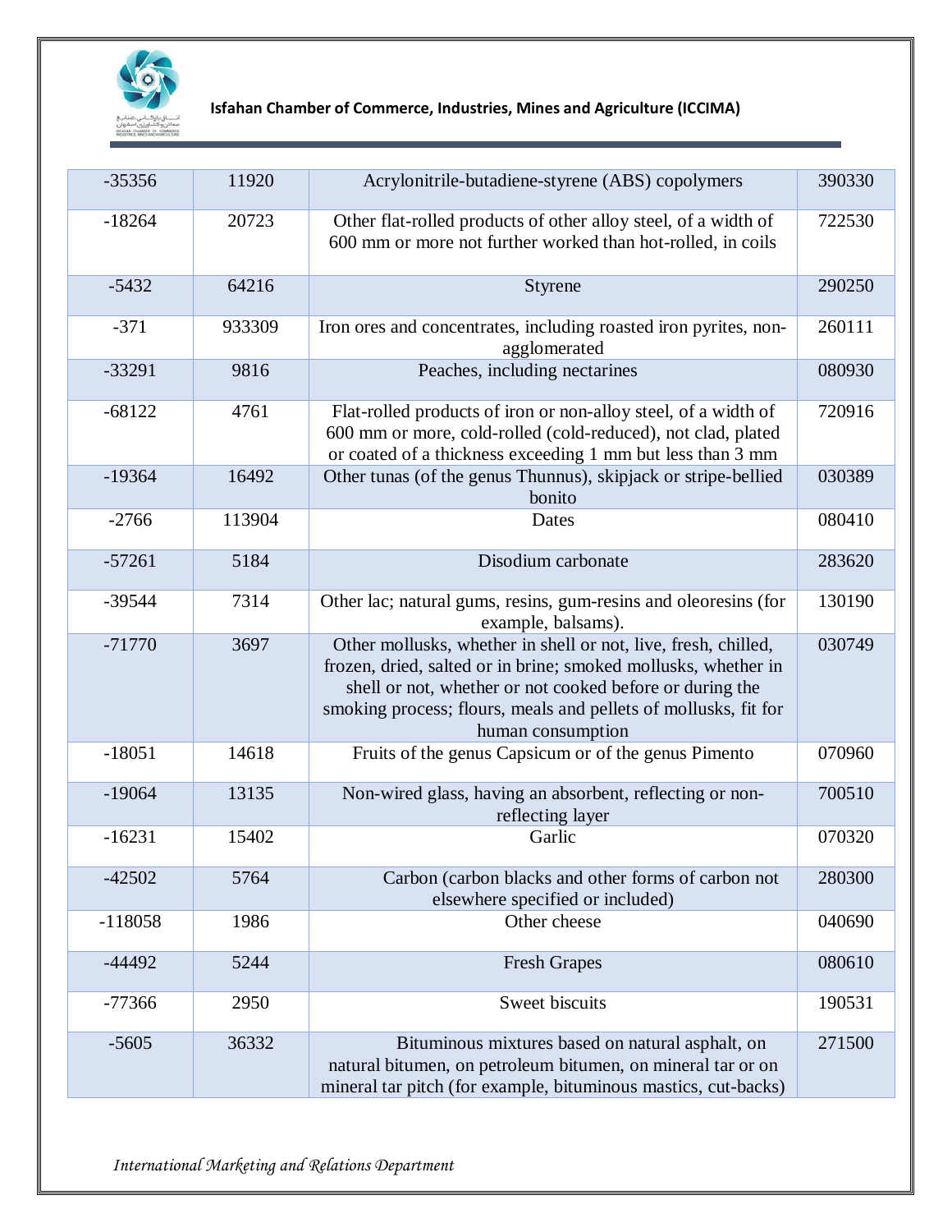| | | | |
|---|---|---|---|
| -35356 | 11920 | Acrylonitrile-butadiene-styrene (ABS) copolymers | 390330 |
| -18264 | 20723 | Other flat-rolled products of other alloy steel, of a width of 600 mm or more not further worked than hot-rolled, in coils | 722530 |
| -5432 | 64216 | Styrene | 290250 |
| -371 | 933309 | Iron ores and concentrates, including roasted iron pyrites, non-agglomerated | 260111 |
| -33291 | 9816 | Peaches, including nectarines | 080930 |
| -68122 | 4761 | Flat-rolled products of iron or non-alloy steel, of a width of 600 mm or more, cold-rolled (cold-reduced), not clad, plated or coated of a thickness exceeding 1 mm but less than 3 mm | 720916 |
| -19364 | 16492 | Other tunas (of the genus Thunnus), skipjack or stripe-bellied bonito | 030389 |
| -2766 | 113904 | Dates | 080410 |
| -57261 | 5184 | Disodium carbonate | 283620 |
| -39544 | 7314 | Other lac; natural gums, resins, gum-resins and oleoresins (for example, balsams). | 130190 |
| -71770 | 3697 | Other mollusks, whether in shell or not, live, fresh, chilled, frozen, dried, salted or in brine; smoked mollusks, whether in shell or not, whether or not cooked before or during the smoking process; flours, meals and pellets of mollusks, fit for human consumption | 030749 |
| -18051 | 14618 | Fruits of the genus Capsicum or of the genus Pimento | 070960 |
| -19064 | 13135 | Non-wired glass, having an absorbent, reflecting or non-reflecting layer | 700510 |
| -16231 | 15402 | Garlic | 070320 |
| -42502 | 5764 | Carbon (carbon blacks and other forms of carbon not elsewhere specified or included) | 280300 |
| -118058 | 1986 | Other cheese | 040690 |
| -44492 | 5244 | Fresh Grapes | 080610 |
| -77366 | 2950 | Sweet biscuits | 190531 |
| -5605 | 36332 | Bituminous mixtures based on natural asphalt, on natural bitumen, on petroleum bitumen, on mineral tar or on mineral tar pitch (for example, bituminous mastics, cut-backs) | 271500 |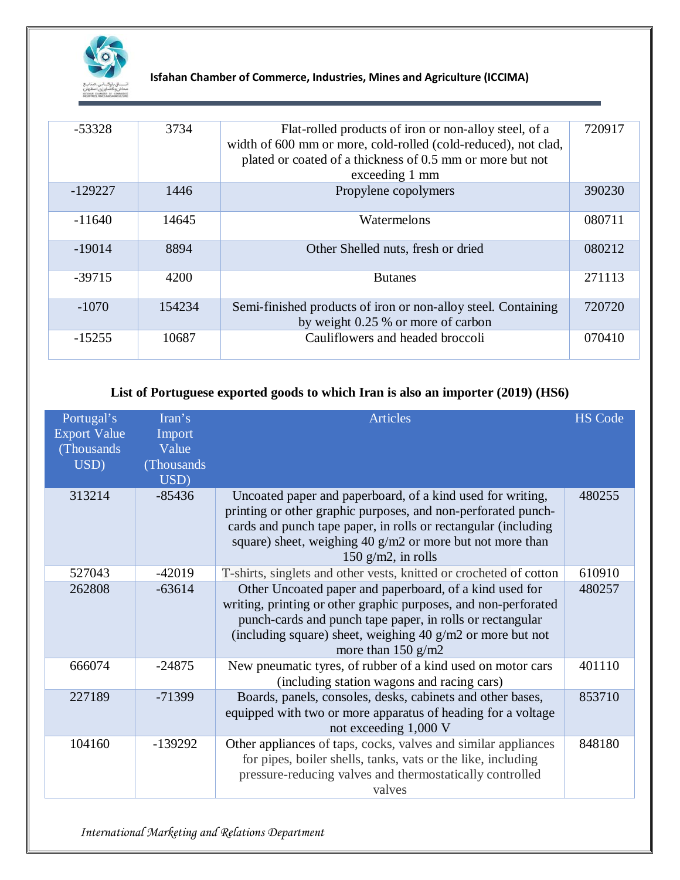| | | | |
|---|---|---|---|
| -53328 | 3734 | Flat-rolled products of iron or non-alloy steel, of a width of 600 mm or more, cold-rolled (cold-reduced), not clad, plated or coated of a thickness of 0.5 mm or more but not exceeding 1 mm | 720917 |
| -129227 | 1446 | Propylene copolymers | 390230 |
| -11640 | 14645 | Watermelons | 080711 |
| -19014 | 8894 | Other Shelled nuts, fresh or dried | 080212 |
| -39715 | 4200 | Butanes | 271113 |
| -1070 | 154234 | Semi-finished products of iron or non-alloy steel. Containing by weight 0.25 % or more of carbon | 720720 |
| -15255 | 10687 | Cauliflowers and headed broccoli | 070410 |

**List of Portuguese exported goods to which Iran is also an importer (2019) (HS6)**

| Portugal's Export Value (Thousands USD) | Iran's Import Value (Thousands USD) | Articles | HS Code |
|---|---|---|---|
| 313214 | -85436 | Uncoated paper and paperboard, of a kind used for writing, printing or other graphic purposes, and non-perforated punch-cards and punch tape paper, in rolls or rectangular (including square) sheet, weighing 40 g/m2 or more but not more than 150 g/m2, in rolls | 480255 |
| 527043 | -42019 | T-shirts, singlets and other vests, knitted or crocheted of cotton | 610910 |
| 262808 | -63614 | Other Uncoated paper and paperboard, of a kind used for writing, printing or other graphic purposes, and non-perforated punch-cards and punch tape paper, in rolls or rectangular (including square) sheet, weighing 40 g/m2 or more but not more than 150 g/m2 | 480257 |
| 666074 | -24875 | New pneumatic tyres, of rubber of a kind used on motor cars (including station wagons and racing cars) | 401110 |
| 227189 | -71399 | Boards, panels, consoles, desks, cabinets and other bases, equipped with two or more apparatus of heading for a voltage not exceeding 1,000 V | 853710 |
| 104160 | -139292 | Other appliances of taps, cocks, valves and similar appliances for pipes, boiler shells, tanks, vats or the like, including pressure-reducing valves and thermostatically controlled valves | 848180 |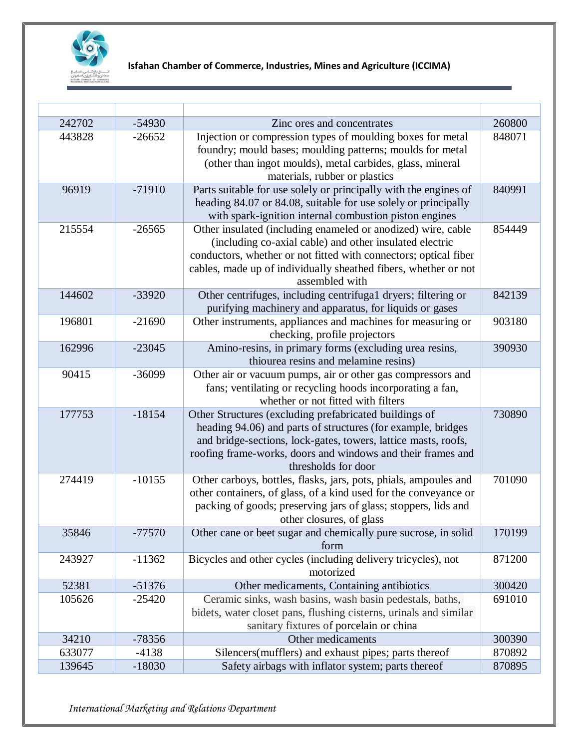| | | | |
|---|---|---|---|
| 242702 | -54930 | Zinc ores and concentrates | 260800 |
| 443828 | -26652 | Injection or compression types of moulding boxes for metal foundry; mould bases; moulding patterns; moulds for metal (other than ingot moulds), metal carbides, glass, mineral materials, rubber or plastics | 848071 |
| 96919 | -71910 | Parts suitable for use solely or principally with the engines of heading 84.07 or 84.08, suitable for use solely or principally with spark-ignition internal combustion piston engines | 840991 |
| 215554 | -26565 | Other insulated (including enameled or anodized) wire, cable (including co-axial cable) and other insulated electric conductors, whether or not fitted with connectors; optical fiber cables, made up of individually sheathed fibers, whether or not assembled with | 854449 |
| 144602 | -33920 | Other centrifuges, including centrifuga1 dryers; filtering or purifying machinery and apparatus, for liquids or gases | 842139 |
| 196801 | -21690 | Other instruments, appliances and machines for measuring or checking, profile projectors | 903180 |
| 162996 | -23045 | Amino-resins, in primary forms (excluding urea resins, thiourea resins and melamine resins) | 390930 |
| 90415 | -36099 | Other air or vacuum pumps, air or other gas compressors and fans; ventilating or recycling hoods incorporating a fan, whether or not fitted with filters | |
| 177753 | -18154 | Other Structures (excluding prefabricated buildings of heading 94.06) and parts of structures (for example, bridges and bridge-sections, lock-gates, towers, lattice masts, roofs, roofing frame-works, doors and windows and their frames and thresholds for door | 730890 |
| 274419 | -10155 | Other carboys, bottles, flasks, jars, pots, phials, ampoules and other containers, of glass, of a kind used for the conveyance or packing of goods; preserving jars of glass; stoppers, lids and other closures, of glass | 701090 |
| 35846 | -77570 | Other cane or beet sugar and chemically pure sucrose, in solid form | 170199 |
| 243927 | -11362 | Bicycles and other cycles (including delivery tricycles), not motorized | 871200 |
| 52381 | -51376 | Other medicaments, Containing antibiotics | 300420 |
| 105626 | -25420 | Ceramic sinks, wash basins, wash basin pedestals, baths, bidets, water closet pans, flushing cisterns, urinals and similar sanitary fixtures of porcelain or china | 691010 |
| 34210 | -78356 | Other medicaments | 300390 |
| 633077 | -4138 | Silencers(mufflers) and exhaust pipes; parts thereof | 870892 |
| 139645 | -18030 | Safety airbags with inflator system; parts thereof | 870895 |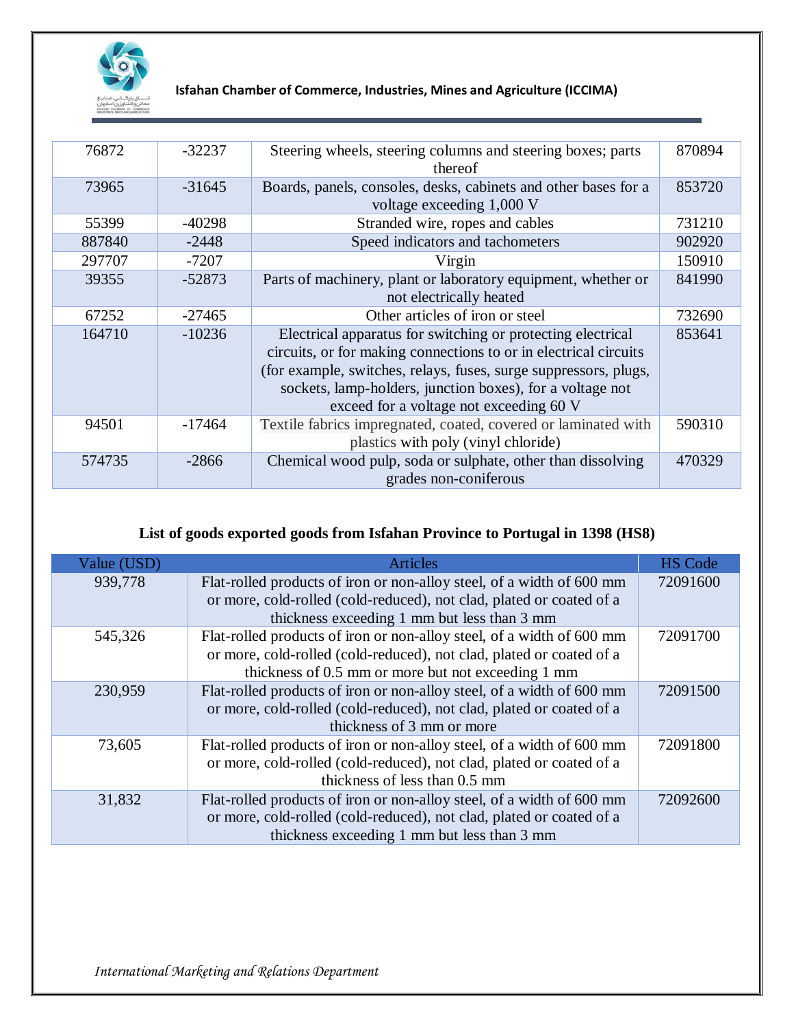| 76872 | -32237 | Steering wheels, steering columns and steering boxes; parts thereof | 870894 |
|---|---|---|---|
| 73965 | -31645 | Boards, panels, consoles, desks, cabinets and other bases for a voltage exceeding 1,000 V | 853720 |
| 55399 | -40298 | Stranded wire, ropes and cables | 731210 |
| 887840 | -2448 | Speed indicators and tachometers | 902920 |
| 297707 | -7207 | Virgin | 150910 |
| 39355 | -52873 | Parts of machinery, plant or laboratory equipment, whether or not electrically heated | 841990 |
| 67252 | -27465 | Other articles of iron or steel | 732690 |
| 164710 | -10236 | Electrical apparatus for switching or protecting electrical circuits, or for making connections to or in electrical circuits (for example, switches, relays, fuses, surge suppressors, plugs, sockets, lamp-holders, junction boxes), for a voltage not exceed for a voltage not exceeding 60 V | 853641 |
| 94501 | -17464 | Textile fabrics impregnated, coated, covered or laminated with plastics with poly (vinyl chloride) | 590310 |
| 574735 | -2866 | Chemical wood pulp, soda or sulphate, other than dissolving grades non-coniferous | 470329 |

**List of goods exported goods from Isfahan Province to Portugal in 1398 (HS8)**

| Value (USD) | Articles | HS Code |
|---|---|---|
| 939,778 | Flat-rolled products of iron or non-alloy steel, of a width of 600 mm or more, cold-rolled (cold-reduced), not clad, plated or coated of a thickness exceeding 1 mm but less than 3 mm | 72091600 |
| 545,326 | Flat-rolled products of iron or non-alloy steel, of a width of 600 mm or more, cold-rolled (cold-reduced), not clad, plated or coated of a thickness of 0.5 mm or more but not exceeding 1 mm | 72091700 |
| 230,959 | Flat-rolled products of iron or non-alloy steel, of a width of 600 mm or more, cold-rolled (cold-reduced), not clad, plated or coated of a thickness of 3 mm or more | 72091500 |
| 73,605 | Flat-rolled products of iron or non-alloy steel, of a width of 600 mm or more, cold-rolled (cold-reduced), not clad, plated or coated of a thickness of less than 0.5 mm | 72091800 |
| 31,832 | Flat-rolled products of iron or non-alloy steel, of a width of 600 mm or more, cold-rolled (cold-reduced), not clad, plated or coated of a thickness exceeding 1 mm but less than 3 mm | 72092600 |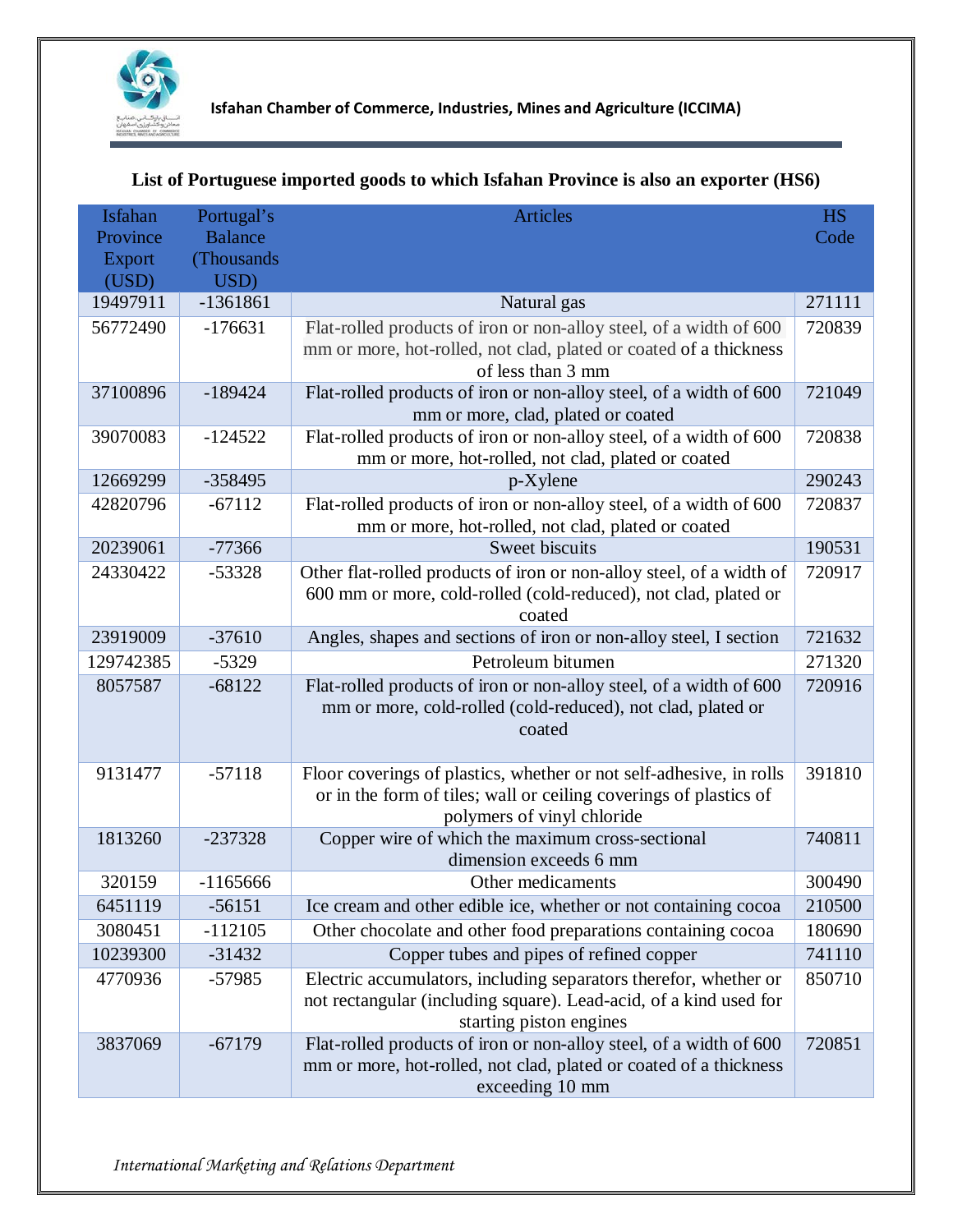## List of Portuguese imported goods to which Isfahan Province is also an exporter (HS6)

| Isfahan Province Export (USD) | Portugal's Balance (Thousands USD) | Articles | HS Code |
|---|---|---|---|
| 19497911 | -1361861 | Natural gas | 271111 |
| 56772490 | -176631 | Flat-rolled products of iron or non-alloy steel, of a width of 600 mm or more, hot-rolled, not clad, plated or coated of a thickness of less than 3 mm | 720839 |
| 37100896 | -189424 | Flat-rolled products of iron or non-alloy steel, of a width of 600 mm or more, clad, plated or coated | 721049 |
| 39070083 | -124522 | Flat-rolled products of iron or non-alloy steel, of a width of 600 mm or more, hot-rolled, not clad, plated or coated | 720838 |
| 12669299 | -358495 | p-Xylene | 290243 |
| 42820796 | -67112 | Flat-rolled products of iron or non-alloy steel, of a width of 600 mm or more, hot-rolled, not clad, plated or coated | 720837 |
| 20239061 | -77366 | Sweet biscuits | 190531 |
| 24330422 | -53328 | Other flat-rolled products of iron or non-alloy steel, of a width of 600 mm or more, cold-rolled (cold-reduced), not clad, plated or coated | 720917 |
| 23919009 | -37610 | Angles, shapes and sections of iron or non-alloy steel, I section | 721632 |
| 129742385 | -5329 | Petroleum bitumen | 271320 |
| 8057587 | -68122 | Flat-rolled products of iron or non-alloy steel, of a width of 600 mm or more, cold-rolled (cold-reduced), not clad, plated or coated | 720916 |
| 9131477 | -57118 | Floor coverings of plastics, whether or not self-adhesive, in rolls or in the form of tiles; wall or ceiling coverings of plastics of polymers of vinyl chloride | 391810 |
| 1813260 | -237328 | Copper wire of which the maximum cross-sectional dimension exceeds 6 mm | 740811 |
| 320159 | -1165666 | Other medicaments | 300490 |
| 6451119 | -56151 | Ice cream and other edible ice, whether or not containing cocoa | 210500 |
| 3080451 | -112105 | Other chocolate and other food preparations containing cocoa | 180690 |
| 10239300 | -31432 | Copper tubes and pipes of refined copper | 741110 |
| 4770936 | -57985 | Electric accumulators, including separators therefor, whether or not rectangular (including square). Lead-acid, of a kind used for starting piston engines | 850710 |
| 3837069 | -67179 | Flat-rolled products of iron or non-alloy steel, of a width of 600 mm or more, hot-rolled, not clad, plated or coated of a thickness exceeding 10 mm | 720851 |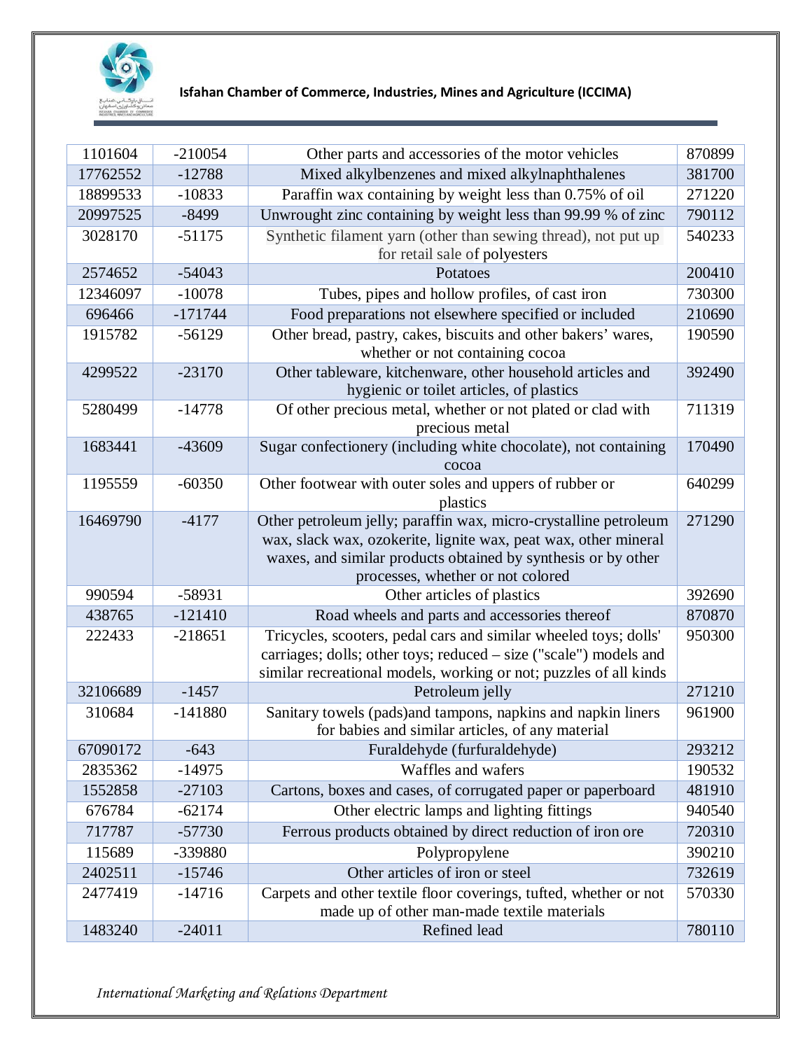| 1101604 | -210054 | Other parts and accessories of the motor vehicles | 870899 |
|---|---|---|---|
| 17762552 | -12788 | Mixed alkylbenzenes and mixed alkylnaphthalenes | 381700 |
| 18899533 | -10833 | Paraffin wax containing by weight less than 0.75% of oil | 271220 |
| 20997525 | -8499 | Unwrought zinc containing by weight less than 99.99 % of zinc | 790112 |
| 3028170 | -51175 | Synthetic filament yarn (other than sewing thread), not put up for retail sale of polyesters | 540233 |
| 2574652 | -54043 | Potatoes | 200410 |
| 12346097 | -10078 | Tubes, pipes and hollow profiles, of cast iron | 730300 |
| 696466 | -171744 | Food preparations not elsewhere specified or included | 210690 |
| 1915782 | -56129 | Other bread, pastry, cakes, biscuits and other bakers' wares, whether or not containing cocoa | 190590 |
| 4299522 | -23170 | Other tableware, kitchenware, other household articles and hygienic or toilet articles, of plastics | 392490 |
| 5280499 | -14778 | Of other precious metal, whether or not plated or clad with precious metal | 711319 |
| 1683441 | -43609 | Sugar confectionery (including white chocolate), not containing cocoa | 170490 |
| 1195559 | -60350 | Other footwear with outer soles and uppers of rubber or plastics | 640299 |
| 16469790 | -4177 | Other petroleum jelly; paraffin wax, micro-crystalline petroleum wax, slack wax, ozokerite, lignite wax, peat wax, other mineral waxes, and similar products obtained by synthesis or by other processes, whether or not colored | 271290 |
| 990594 | -58931 | Other articles of plastics | 392690 |
| 438765 | -121410 | Road wheels and parts and accessories thereof | 870870 |
| 222433 | -218651 | Tricycles, scooters, pedal cars and similar wheeled toys; dolls' carriages; dolls; other toys; reduced – size ("scale") models and similar recreational models, working or not; puzzles of all kinds | 950300 |
| 32106689 | -1457 | Petroleum jelly | 271210 |
| 310684 | -141880 | Sanitary towels (pads)and tampons, napkins and napkin liners for babies and similar articles, of any material | 961900 |
| 67090172 | -643 | Furaldehyde (furfuraldehyde) | 293212 |
| 2835362 | -14975 | Waffles and wafers | 190532 |
| 1552858 | -27103 | Cartons, boxes and cases, of corrugated paper or paperboard | 481910 |
| 676784 | -62174 | Other electric lamps and lighting fittings | 940540 |
| 717787 | -57730 | Ferrous products obtained by direct reduction of iron ore | 720310 |
| 115689 | -339880 | Polypropylene | 390210 |
| 2402511 | -15746 | Other articles of iron or steel | 732619 |
| 2477419 | -14716 | Carpets and other textile floor coverings, tufted, whether or not made up of other man-made textile materials | 570330 |
| 1483240 | -24011 | Refined lead | 780110 |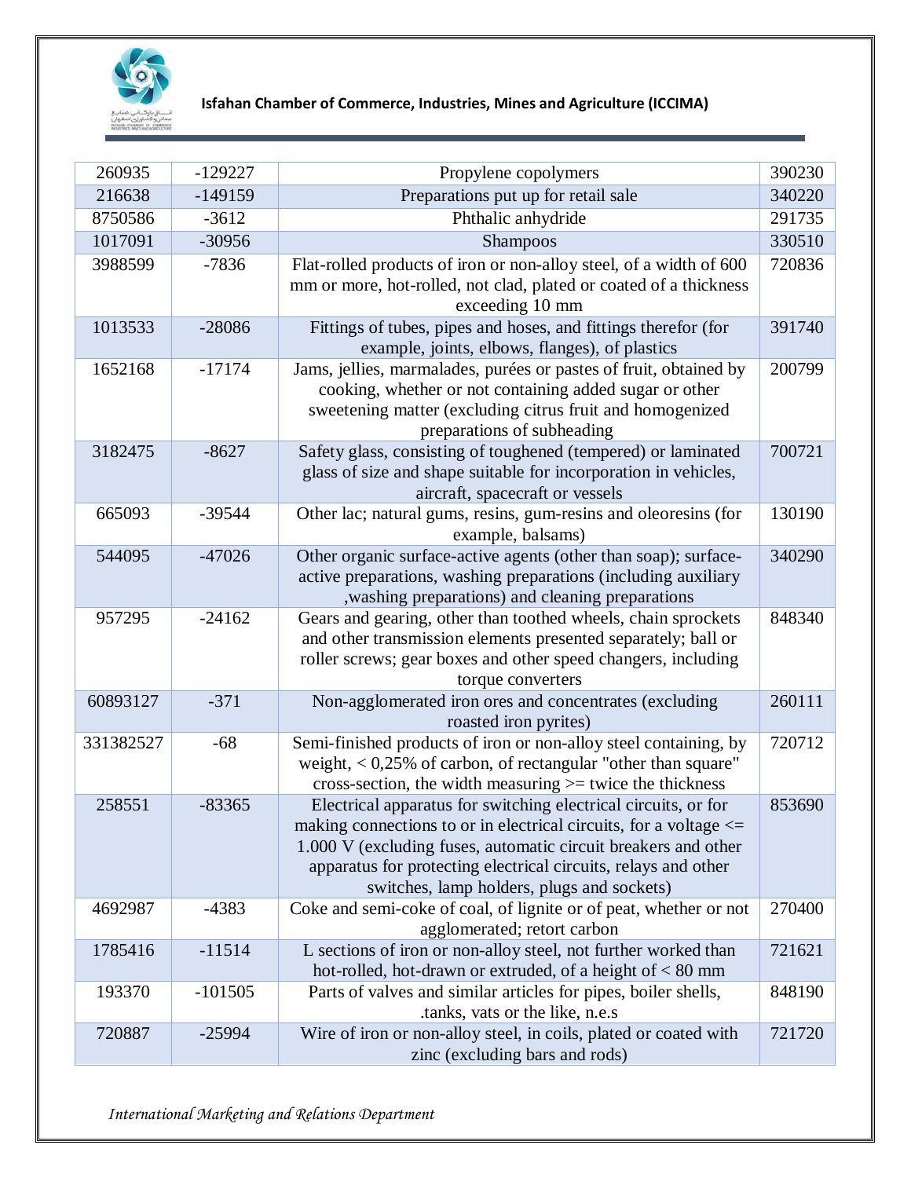| 260935 | -129227 | Propylene copolymers | 390230 |
|---|---|---|---|
| 216638 | -149159 | Preparations put up for retail sale | 340220 |
| 8750586 | -3612 | Phthalic anhydride | 291735 |
| 1017091 | -30956 | Shampoos | 330510 |
| 3988599 | -7836 | Flat-rolled products of iron or non-alloy steel, of a width of 600 mm or more, hot-rolled, not clad, plated or coated of a thickness exceeding 10 mm | 720836 |
| 1013533 | -28086 | Fittings of tubes, pipes and hoses, and fittings therefor (for example, joints, elbows, flanges), of plastics | 391740 |
| 1652168 | -17174 | Jams, jellies, marmalades, purées or pastes of fruit, obtained by cooking, whether or not containing added sugar or other sweetening matter (excluding citrus fruit and homogenized preparations of subheading | 200799 |
| 3182475 | -8627 | Safety glass, consisting of toughened (tempered) or laminated glass of size and shape suitable for incorporation in vehicles, aircraft, spacecraft or vessels | 700721 |
| 665093 | -39544 | Other lac; natural gums, resins, gum-resins and oleoresins (for example, balsams) | 130190 |
| 544095 | -47026 | Other organic surface-active agents (other than soap); surface-active preparations, washing preparations (including auxiliary ,washing preparations) and cleaning preparations | 340290 |
| 957295 | -24162 | Gears and gearing, other than toothed wheels, chain sprockets and other transmission elements presented separately; ball or roller screws; gear boxes and other speed changers, including torque converters | 848340 |
| 60893127 | -371 | Non-agglomerated iron ores and concentrates (excluding roasted iron pyrites) | 260111 |
| 331382527 | -68 | Semi-finished products of iron or non-alloy steel containing, by weight, < 0,25% of carbon, of rectangular "other than square" cross-section, the width measuring >= twice the thickness | 720712 |
| 258551 | -83365 | Electrical apparatus for switching electrical circuits, or for making connections to or in electrical circuits, for a voltage <= 1.000 V (excluding fuses, automatic circuit breakers and other apparatus for protecting electrical circuits, relays and other switches, lamp holders, plugs and sockets) | 853690 |
| 4692987 | -4383 | Coke and semi-coke of coal, of lignite or of peat, whether or not agglomerated; retort carbon | 270400 |
| 1785416 | -11514 | L sections of iron or non-alloy steel, not further worked than hot-rolled, hot-drawn or extruded, of a height of < 80 mm | 721621 |
| 193370 | -101505 | Parts of valves and similar articles for pipes, boiler shells, .tanks, vats or the like, n.e.s | 848190 |
| 720887 | -25994 | Wire of iron or non-alloy steel, in coils, plated or coated with zinc (excluding bars and rods) | 721720 |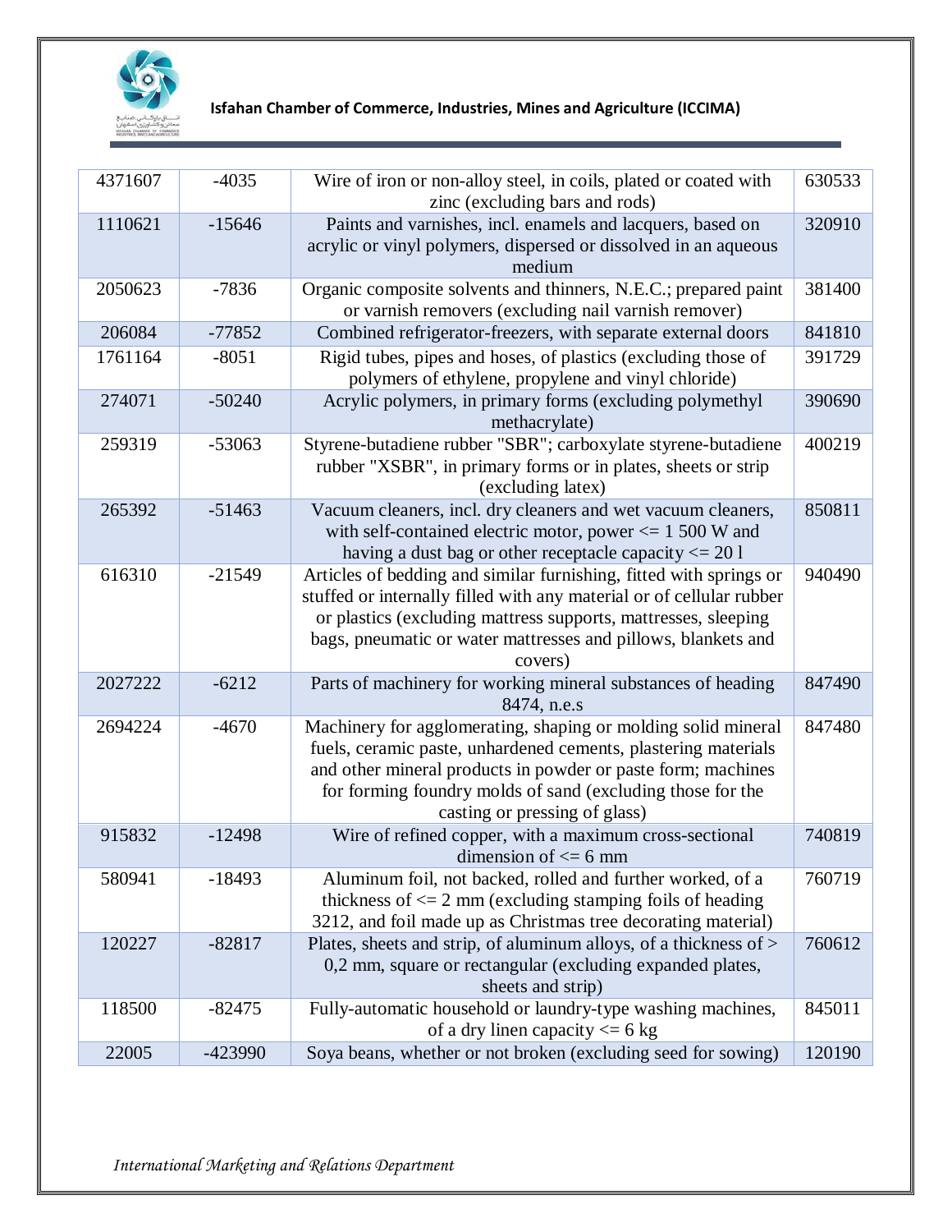| | | | |
|---|---|---|---|
| 4371607 | -4035 | Wire of iron or non-alloy steel, in coils, plated or coated with zinc (excluding bars and rods) | 630533 |
| 1110621 | -15646 | Paints and varnishes, incl. enamels and lacquers, based on acrylic or vinyl polymers, dispersed or dissolved in an aqueous medium | 320910 |
| 2050623 | -7836 | Organic composite solvents and thinners, N.E.C.; prepared paint or varnish removers (excluding nail varnish remover) | 381400 |
| 206084 | -77852 | Combined refrigerator-freezers, with separate external doors | 841810 |
| 1761164 | -8051 | Rigid tubes, pipes and hoses, of plastics (excluding those of polymers of ethylene, propylene and vinyl chloride) | 391729 |
| 274071 | -50240 | Acrylic polymers, in primary forms (excluding polymethyl methacrylate) | 390690 |
| 259319 | -53063 | Styrene-butadiene rubber "SBR"; carboxylate styrene-butadiene rubber "XSBR", in primary forms or in plates, sheets or strip (excluding latex) | 400219 |
| 265392 | -51463 | Vacuum cleaners, incl. dry cleaners and wet vacuum cleaners, with self-contained electric motor, power <= 1 500 W and having a dust bag or other receptacle capacity <= 20 l | 850811 |
| 616310 | -21549 | Articles of bedding and similar furnishing, fitted with springs or stuffed or internally filled with any material or of cellular rubber or plastics (excluding mattress supports, mattresses, sleeping bags, pneumatic or water mattresses and pillows, blankets and covers) | 940490 |
| 2027222 | -6212 | Parts of machinery for working mineral substances of heading 8474, n.e.s | 847490 |
| 2694224 | -4670 | Machinery for agglomerating, shaping or molding solid mineral fuels, ceramic paste, unhardened cements, plastering materials and other mineral products in powder or paste form; machines for forming foundry molds of sand (excluding those for the casting or pressing of glass) | 847480 |
| 915832 | -12498 | Wire of refined copper, with a maximum cross-sectional dimension of <= 6 mm | 740819 |
| 580941 | -18493 | Aluminum foil, not backed, rolled and further worked, of a thickness of <= 2 mm (excluding stamping foils of heading 3212, and foil made up as Christmas tree decorating material) | 760719 |
| 120227 | -82817 | Plates, sheets and strip, of aluminum alloys, of a thickness of > 0,2 mm, square or rectangular (excluding expanded plates, sheets and strip) | 760612 |
| 118500 | -82475 | Fully-automatic household or laundry-type washing machines, of a dry linen capacity <= 6 kg | 845011 |
| 22005 | -423990 | Soya beans, whether or not broken (excluding seed for sowing) | 120190 |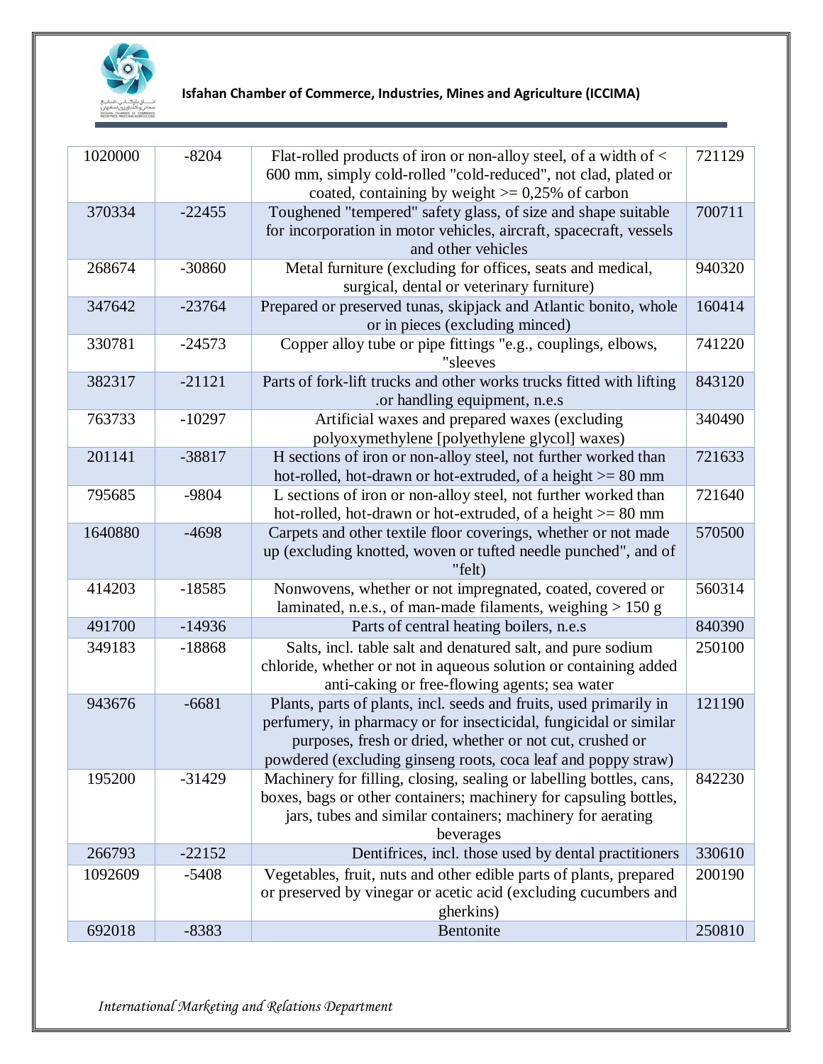| | | | |
|---|---|---|---|
| 1020000 | -8204 | Flat-rolled products of iron or non-alloy steel, of a width of < 600 mm, simply cold-rolled "cold-reduced", not clad, plated or coated, containing by weight >= 0,25% of carbon | 721129 |
| 370334 | -22455 | Toughened "tempered" safety glass, of size and shape suitable for incorporation in motor vehicles, aircraft, spacecraft, vessels and other vehicles | 700711 |
| 268674 | -30860 | Metal furniture (excluding for offices, seats and medical, surgical, dental or veterinary furniture) | 940320 |
| 347642 | -23764 | Prepared or preserved tunas, skipjack and Atlantic bonito, whole or in pieces (excluding minced) | 160414 |
| 330781 | -24573 | Copper alloy tube or pipe fittings "e.g., couplings, elbows, "sleeves | 741220 |
| 382317 | -21121 | Parts of fork-lift trucks and other works trucks fitted with lifting .or handling equipment, n.e.s | 843120 |
| 763733 | -10297 | Artificial waxes and prepared waxes (excluding polyoxymethylene [polyethylene glycol] waxes) | 340490 |
| 201141 | -38817 | H sections of iron or non-alloy steel, not further worked than hot-rolled, hot-drawn or hot-extruded, of a height >= 80 mm | 721633 |
| 795685 | -9804 | L sections of iron or non-alloy steel, not further worked than hot-rolled, hot-drawn or hot-extruded, of a height >= 80 mm | 721640 |
| 1640880 | -4698 | Carpets and other textile floor coverings, whether or not made up (excluding knotted, woven or tufted needle punched", and of "felt) | 570500 |
| 414203 | -18585 | Nonwovens, whether or not impregnated, coated, covered or laminated, n.e.s., of man-made filaments, weighing > 150 g | 560314 |
| 491700 | -14936 | Parts of central heating boilers, n.e.s | 840390 |
| 349183 | -18868 | Salts, incl. table salt and denatured salt, and pure sodium chloride, whether or not in aqueous solution or containing added anti-caking or free-flowing agents; sea water | 250100 |
| 943676 | -6681 | Plants, parts of plants, incl. seeds and fruits, used primarily in perfumery, in pharmacy or for insecticidal, fungicidal or similar purposes, fresh or dried, whether or not cut, crushed or powdered (excluding ginseng roots, coca leaf and poppy straw) | 121190 |
| 195200 | -31429 | Machinery for filling, closing, sealing or labelling bottles, cans, boxes, bags or other containers; machinery for capsuling bottles, jars, tubes and similar containers; machinery for aerating beverages | 842230 |
| 266793 | -22152 | Dentifrices, incl. those used by dental practitioners | 330610 |
| 1092609 | -5408 | Vegetables, fruit, nuts and other edible parts of plants, prepared or preserved by vinegar or acetic acid (excluding cucumbers and gherkins) | 200190 |
| 692018 | -8383 | Bentonite | 250810 |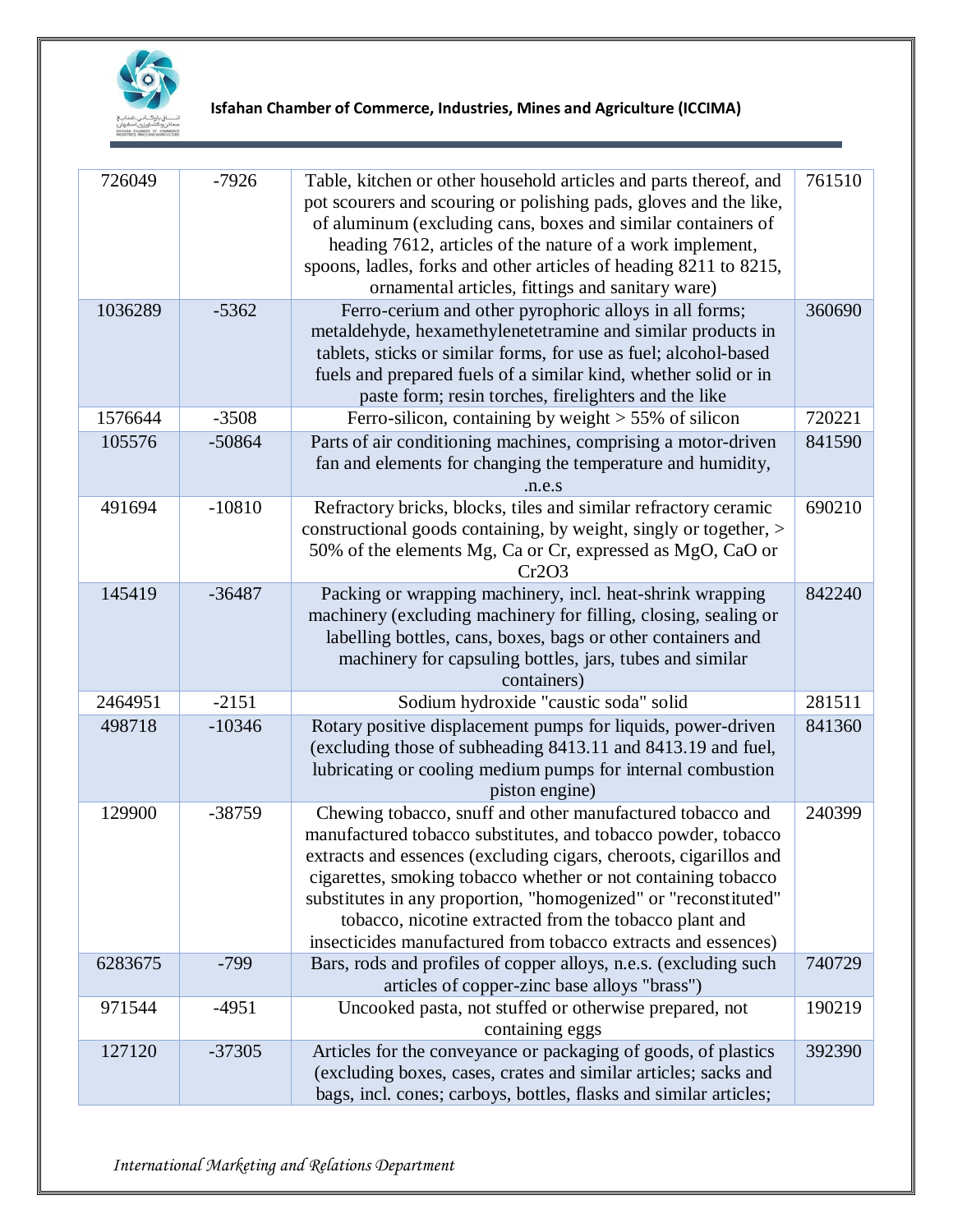| | | | |
|---|---|---|---|
| 726049 | -7926 | Table, kitchen or other household articles and parts thereof, and pot scourers and scouring or polishing pads, gloves and the like, of aluminum (excluding cans, boxes and similar containers of heading 7612, articles of the nature of a work implement, spoons, ladles, forks and other articles of heading 8211 to 8215, ornamental articles, fittings and sanitary ware) | 761510 |
| 1036289 | -5362 | Ferro-cerium and other pyrophoric alloys in all forms; metaldehyde, hexamethylenetetramine and similar products in tablets, sticks or similar forms, for use as fuel; alcohol-based fuels and prepared fuels of a similar kind, whether solid or in paste form; resin torches, firelighters and the like | 360690 |
| 1576644 | -3508 | Ferro-silicon, containing by weight > 55% of silicon | 720221 |
| 105576 | -50864 | Parts of air conditioning machines, comprising a motor-driven fan and elements for changing the temperature and humidity, .n.e.s | 841590 |
| 491694 | -10810 | Refractory bricks, blocks, tiles and similar refractory ceramic constructional goods containing, by weight, singly or together, > 50% of the elements Mg, Ca or Cr, expressed as MgO, CaO or $Cr_2O_3$ | 690210 |
| 145419 | -36487 | Packing or wrapping machinery, incl. heat-shrink wrapping machinery (excluding machinery for filling, closing, sealing or labelling bottles, cans, boxes, bags or other containers and machinery for capsuling bottles, jars, tubes and similar containers) | 842240 |
| 2464951 | -2151 | Sodium hydroxide "caustic soda" solid | 281511 |
| 498718 | -10346 | Rotary positive displacement pumps for liquids, power-driven (excluding those of subheading 8413.11 and 8413.19 and fuel, lubricating or cooling medium pumps for internal combustion piston engine) | 841360 |
| 129900 | -38759 | Chewing tobacco, snuff and other manufactured tobacco and manufactured tobacco substitutes, and tobacco powder, tobacco extracts and essences (excluding cigars, cheroots, cigarillos and cigarettes, smoking tobacco whether or not containing tobacco substitutes in any proportion, "homogenized" or "reconstituted" tobacco, nicotine extracted from the tobacco plant and insecticides manufactured from tobacco extracts and essences) | 240399 |
| 6283675 | -799 | Bars, rods and profiles of copper alloys, n.e.s. (excluding such articles of copper-zinc base alloys "brass") | 740729 |
| 971544 | -4951 | Uncooked pasta, not stuffed or otherwise prepared, not containing eggs | 190219 |
| 127120 | -37305 | Articles for the conveyance or packaging of goods, of plastics (excluding boxes, cases, crates and similar articles; sacks and bags, incl. cones; carboys, bottles, flasks and similar articles; | 392390 |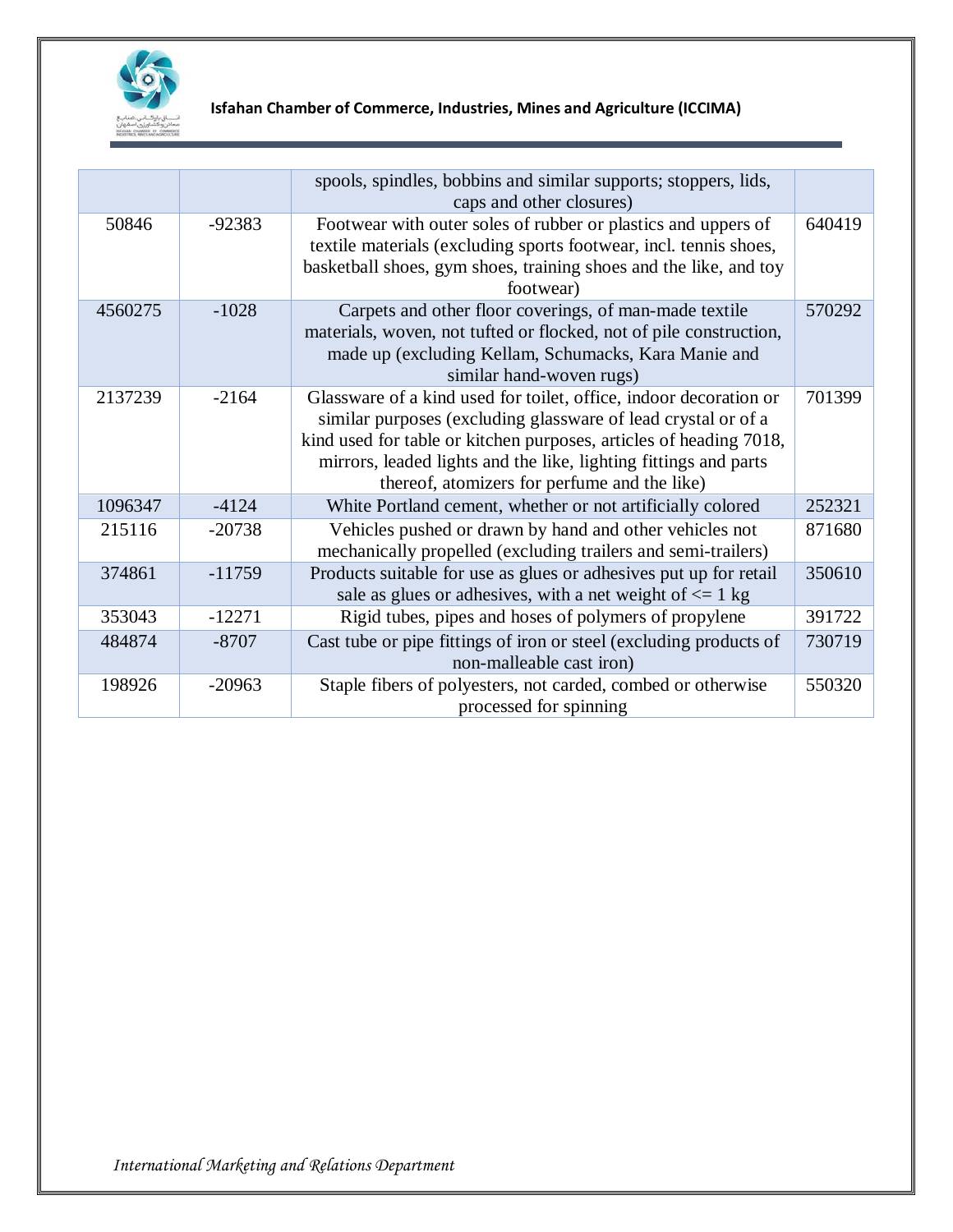| | | | |
|---|---|---|---|
| | | spools, spindles, bobbins and similar supports; stoppers, lids, caps and other closures) | |
| 50846 | -92383 | Footwear with outer soles of rubber or plastics and uppers of textile materials (excluding sports footwear, incl. tennis shoes, basketball shoes, gym shoes, training shoes and the like, and toy footwear) | 640419 |
| 4560275 | -1028 | Carpets and other floor coverings, of man-made textile materials, woven, not tufted or flocked, not of pile construction, made up (excluding Kellam, Schumacks, Kara Manie and similar hand-woven rugs) | 570292 |
| 2137239 | -2164 | Glassware of a kind used for toilet, office, indoor decoration or similar purposes (excluding glassware of lead crystal or of a kind used for table or kitchen purposes, articles of heading 7018, mirrors, leaded lights and the like, lighting fittings and parts thereof, atomizers for perfume and the like) | 701399 |
| 1096347 | -4124 | White Portland cement, whether or not artificially colored | 252321 |
| 215116 | -20738 | Vehicles pushed or drawn by hand and other vehicles not mechanically propelled (excluding trailers and semi-trailers) | 871680 |
| 374861 | -11759 | Products suitable for use as glues or adhesives put up for retail sale as glues or adhesives, with a net weight of <= 1 kg | 350610 |
| 353043 | -12271 | Rigid tubes, pipes and hoses of polymers of propylene | 391722 |
| 484874 | -8707 | Cast tube or pipe fittings of iron or steel (excluding products of non-malleable cast iron) | 730719 |
| 198926 | -20963 | Staple fibers of polyesters, not carded, combed or otherwise processed for spinning | 550320 |